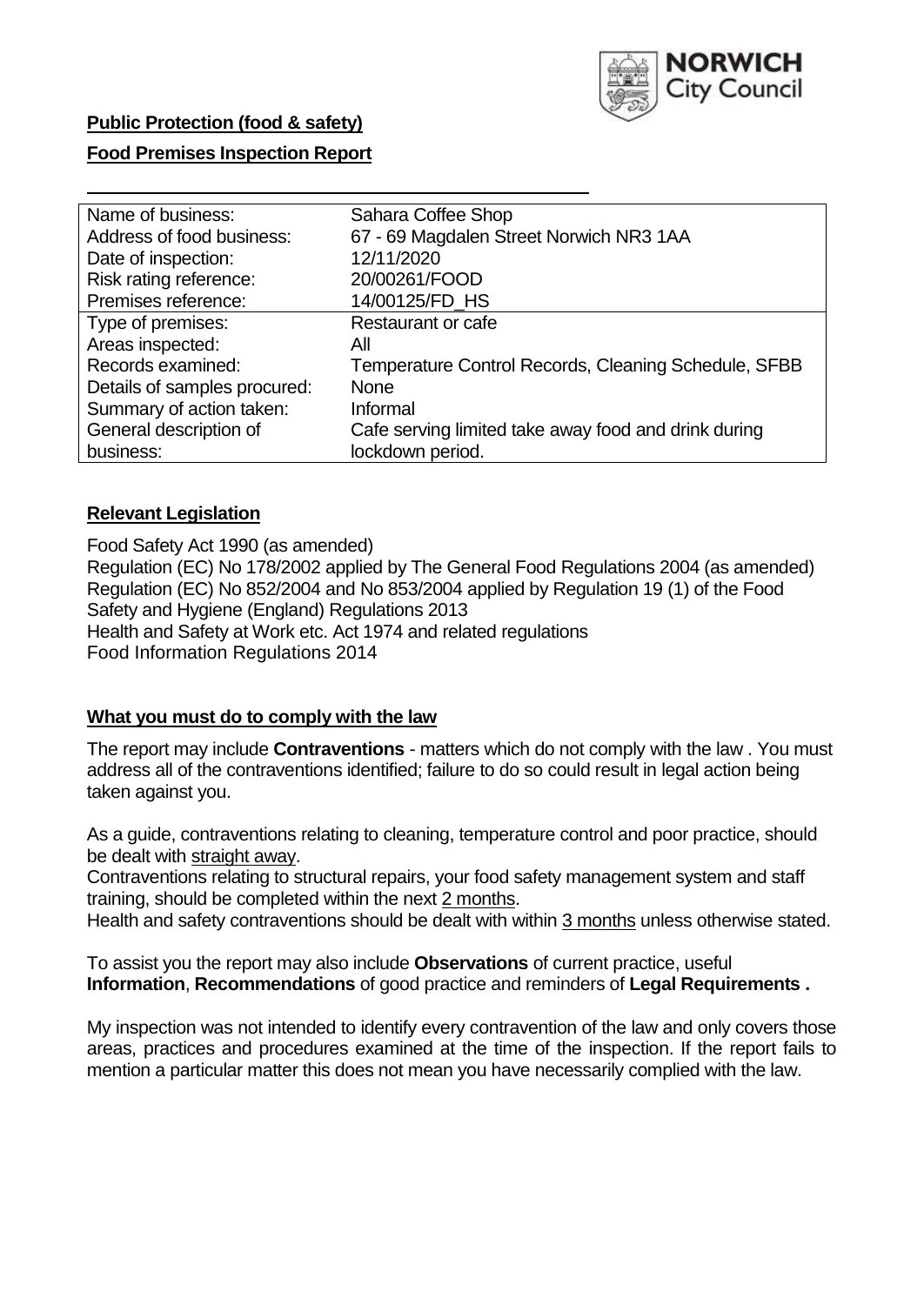**Public Protection (food & safety)**

**Food Premises Inspection Report**

| Name of business: | Sahara Coffee Shop |
|---|---|
| Address of food business: | 67 - 69 Magdalen Street Norwich NR3 1AA |
| Date of inspection: | 12/11/2020 |
| Risk rating reference: | 20/00261/FOOD |
| Premises reference: | 14/00125/FD_HS |
| Type of premises: | Restaurant or cafe |
| Areas inspected: | All |
| Records examined: | Temperature Control Records, Cleaning Schedule, SFBB |
| Details of samples procured: | None |
| Summary of action taken: | Informal |
| General description of business: | Cafe serving limited take away food and drink during lockdown period. |

## **Relevant Legislation**

Food Safety Act 1990 (as amended)
Regulation (EC) No 178/2002 applied by The General Food Regulations 2004 (as amended)
Regulation (EC) No 852/2004 and No 853/2004 applied by Regulation 19 (1) of the Food Safety and Hygiene (England) Regulations 2013
Health and Safety at Work etc. Act 1974 and related regulations
Food Information Regulations 2014

## **What you must do to comply with the law**

The report may include **Contraventions** - matters which do not comply with the law . You must address all of the contraventions identified; failure to do so could result in legal action being taken against you.

As a guide, contraventions relating to cleaning, temperature control and poor practice, should be dealt with straight away.
Contraventions relating to structural repairs, your food safety management system and staff training, should be completed within the next 2 months.
Health and safety contraventions should be dealt with within 3 months unless otherwise stated.

To assist you the report may also include **Observations** of current practice, useful **Information**, **Recommendations** of good practice and reminders of **Legal Requirements .**

My inspection was not intended to identify every contravention of the law and only covers those areas, practices and procedures examined at the time of the inspection. If the report fails to mention a particular matter this does not mean you have necessarily complied with the law.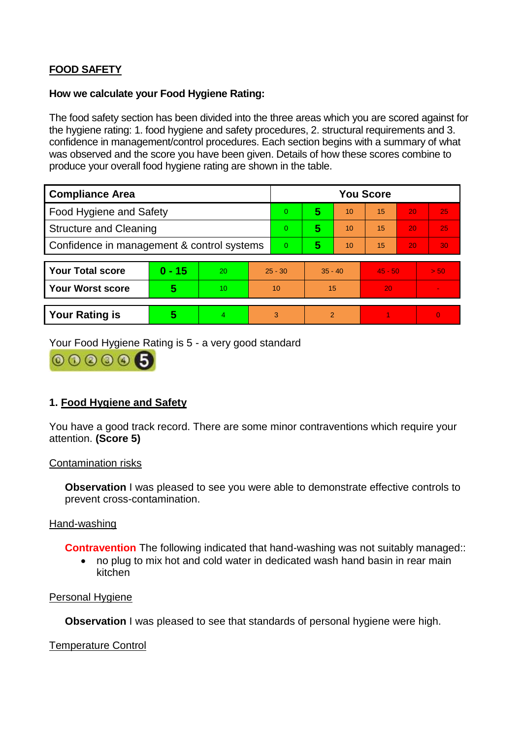## FOOD SAFETY

**How we calculate your Food Hygiene Rating:**

The food safety section has been divided into the three areas which you are scored against for the hygiene rating: 1. food hygiene and safety procedures, 2. structural requirements and 3. confidence in management/control procedures. Each section begins with a summary of what was observed and the score you have been given. Details of how these scores combine to produce your overall food hygiene rating are shown in the table.

| Compliance Area | You Score | | | | | |
|---|---|---|---|---|---|---|
| Food Hygiene and Safety | 0 | **5** | 10 | 15 | 20 | 25 |
| Structure and Cleaning | 0 | **5** | 10 | 15 | 20 | 25 |
| Confidence in management & control systems | 0 | **5** | 10 | 15 | 20 | 30 |

| | | | | | | |
|---|---|---|---|---|---|---|
| **Your Total score** | **0 - 15** | 20 | 25 - 30 | 35 - 40 | 45 - 50 | > 50 |
| **Your Worst score** | **5** | 10 | 10 | 15 | 20 | - |
| **Your Rating is** | **5** | 4 | 3 | 2 | 1 | 0 |

Your Food Hygiene Rating is 5 - a very good standard

### 1. Food Hygiene and Safety

You have a good track record. There are some minor contraventions which require your attention. **(Score 5)**

Contamination risks

**Observation** I was pleased to see you were able to demonstrate effective controls to prevent cross-contamination.

Hand-washing

**Contravention** The following indicated that hand-washing was not suitably managed::

- no plug to mix hot and cold water in dedicated wash hand basin in rear main kitchen

Personal Hygiene

**Observation** I was pleased to see that standards of personal hygiene were high.

Temperature Control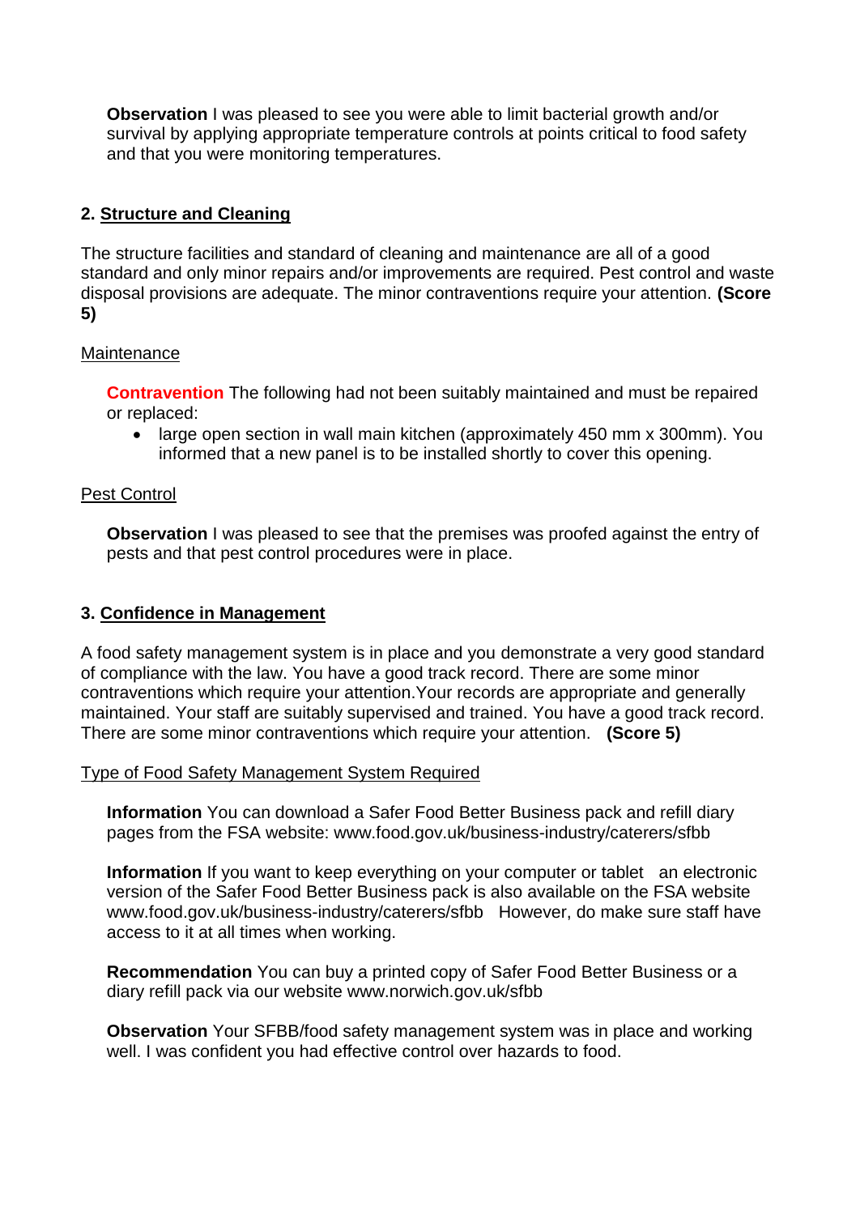**Observation** I was pleased to see you were able to limit bacterial growth and/or survival by applying appropriate temperature controls at points critical to food safety and that you were monitoring temperatures.

## 2. Structure and Cleaning

The structure facilities and standard of cleaning and maintenance are all of a good standard and only minor repairs and/or improvements are required. Pest control and waste disposal provisions are adequate. The minor contraventions require your attention. **(Score 5)**

Maintenance

**Contravention** The following had not been suitably maintained and must be repaired or replaced:

- large open section in wall main kitchen (approximately 450 mm x 300mm). You informed that a new panel is to be installed shortly to cover this opening.

Pest Control

**Observation** I was pleased to see that the premises was proofed against the entry of pests and that pest control procedures were in place.

## 3. Confidence in Management

A food safety management system is in place and you demonstrate a very good standard of compliance with the law. You have a good track record. There are some minor contraventions which require your attention.Your records are appropriate and generally maintained. Your staff are suitably supervised and trained. You have a good track record. There are some minor contraventions which require your attention. **(Score 5)**

Type of Food Safety Management System Required

**Information** You can download a Safer Food Better Business pack and refill diary pages from the FSA website: www.food.gov.uk/business-industry/caterers/sfbb

**Information** If you want to keep everything on your computer or tablet an electronic version of the Safer Food Better Business pack is also available on the FSA website www.food.gov.uk/business-industry/caterers/sfbb However, do make sure staff have access to it at all times when working.

**Recommendation** You can buy a printed copy of Safer Food Better Business or a diary refill pack via our website www.norwich.gov.uk/sfbb

**Observation** Your SFBB/food safety management system was in place and working well. I was confident you had effective control over hazards to food.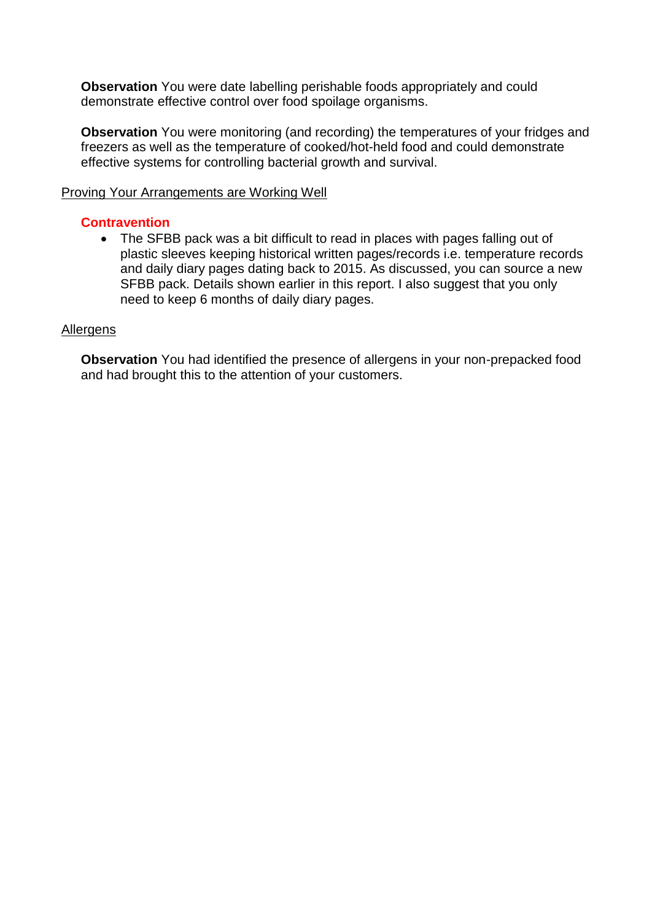**Observation** You were date labelling perishable foods appropriately and could demonstrate effective control over food spoilage organisms.

**Observation** You were monitoring (and recording) the temperatures of your fridges and freezers as well as the temperature of cooked/hot-held food and could demonstrate effective systems for controlling bacterial growth and survival.

Proving Your Arrangements are Working Well

**Contravention**

- The SFBB pack was a bit difficult to read in places with pages falling out of plastic sleeves keeping historical written pages/records i.e. temperature records and daily diary pages dating back to 2015. As discussed, you can source a new SFBB pack. Details shown earlier in this report. I also suggest that you only need to keep 6 months of daily diary pages.

Allergens

**Observation** You had identified the presence of allergens in your non-prepacked food and had brought this to the attention of your customers.